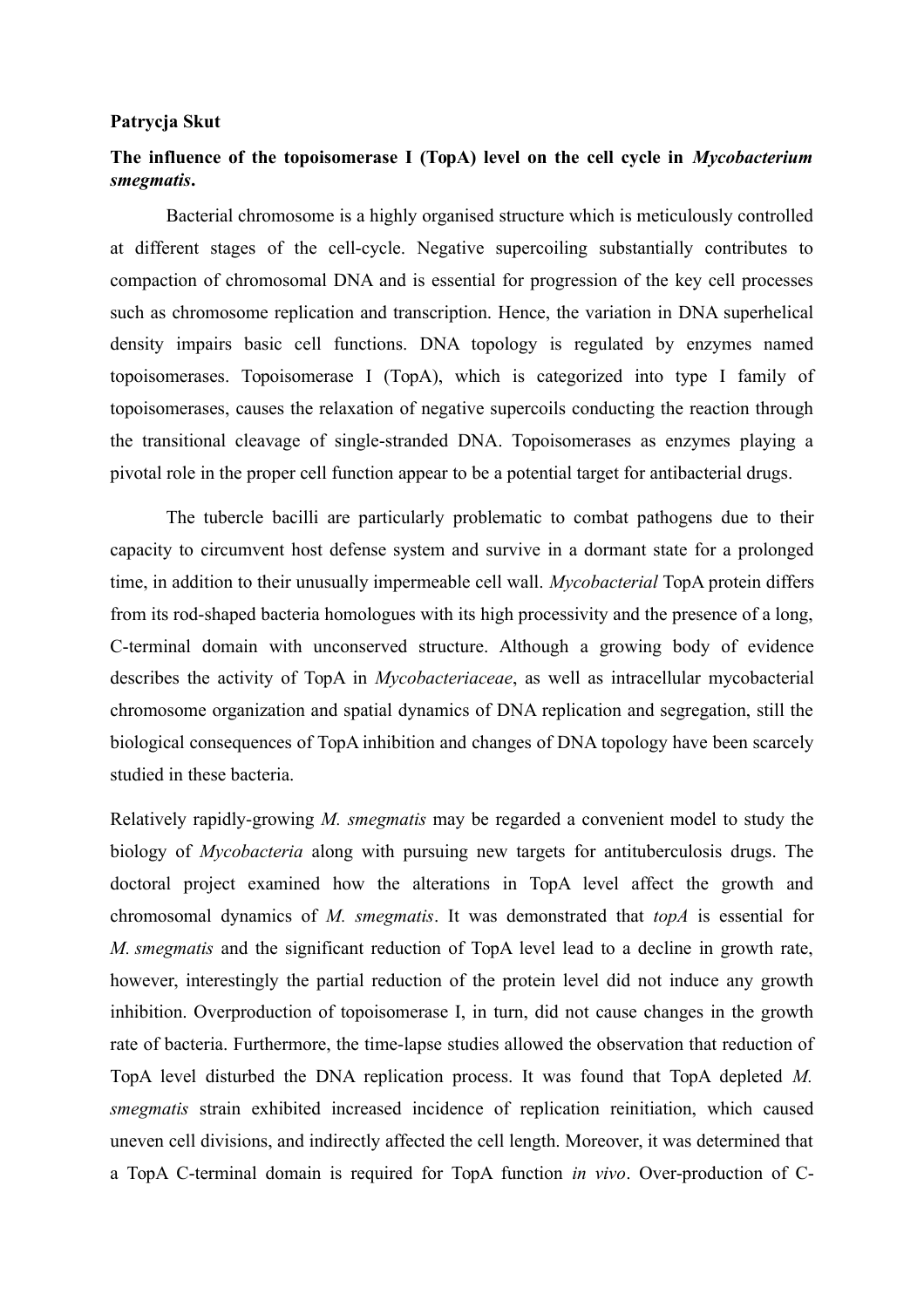**Patrycja Skut**

**The influence of the topoisomerase I (TopA) level on the cell cycle in *Mycobacterium smegmatis*.**

Bacterial chromosome is a highly organised structure which is meticulously controlled at different stages of the cell-cycle. Negative supercoiling substantially contributes to compaction of chromosomal DNA and is essential for progression of the key cell processes such as chromosome replication and transcription. Hence, the variation in DNA superhelical density impairs basic cell functions. DNA topology is regulated by enzymes named topoisomerases. Topoisomerase I (TopA), which is categorized into type I family of topoisomerases, causes the relaxation of negative supercoils conducting the reaction through the transitional cleavage of single-stranded DNA. Topoisomerases as enzymes playing a pivotal role in the proper cell function appear to be a potential target for antibacterial drugs.

The tubercle bacilli are particularly problematic to combat pathogens due to their capacity to circumvent host defense system and survive in a dormant state for a prolonged time, in addition to their unusually impermeable cell wall. *Mycobacterial* TopA protein differs from its rod-shaped bacteria homologues with its high processivity and the presence of a long, C-terminal domain with unconserved structure. Although a growing body of evidence describes the activity of TopA in *Mycobacteriaceae*, as well as intracellular mycobacterial chromosome organization and spatial dynamics of DNA replication and segregation, still the biological consequences of TopA inhibition and changes of DNA topology have been scarcely studied in these bacteria.

Relatively rapidly-growing *M. smegmatis* may be regarded a convenient model to study the biology of *Mycobacteria* along with pursuing new targets for antituberculosis drugs. The doctoral project examined how the alterations in TopA level affect the growth and chromosomal dynamics of *M. smegmatis*. It was demonstrated that *topA* is essential for *M. smegmatis* and the significant reduction of TopA level lead to a decline in growth rate, however, interestingly the partial reduction of the protein level did not induce any growth inhibition. Overproduction of topoisomerase I, in turn, did not cause changes in the growth rate of bacteria. Furthermore, the time-lapse studies allowed the observation that reduction of TopA level disturbed the DNA replication process. It was found that TopA depleted *M. smegmatis* strain exhibited increased incidence of replication reinitiation, which caused uneven cell divisions, and indirectly affected the cell length. Moreover, it was determined that a TopA C-terminal domain is required for TopA function *in vivo*. Over-production of C-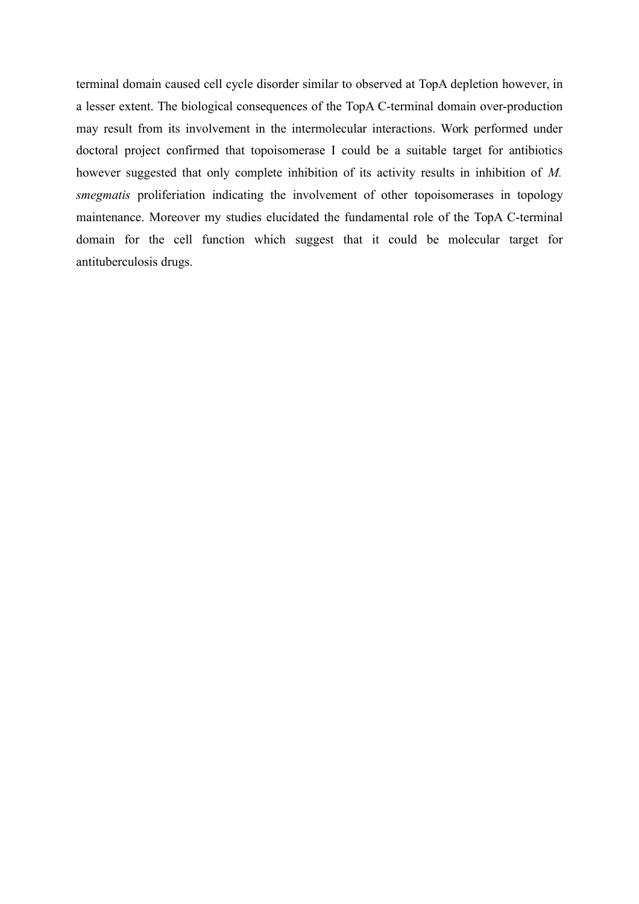terminal domain caused cell cycle disorder similar to observed at TopA depletion however, in a lesser extent. The biological consequences of the TopA C-terminal domain over-production may result from its involvement in the intermolecular interactions. Work performed under doctoral project confirmed that topoisomerase I could be a suitable target for antibiotics however suggested that only complete inhibition of its activity results in inhibition of *M. smegmatis* proliferiation indicating the involvement of other topoisomerases in topology maintenance. Moreover my studies elucidated the fundamental role of the TopA C-terminal domain for the cell function which suggest that it could be molecular target for antituberculosis drugs.